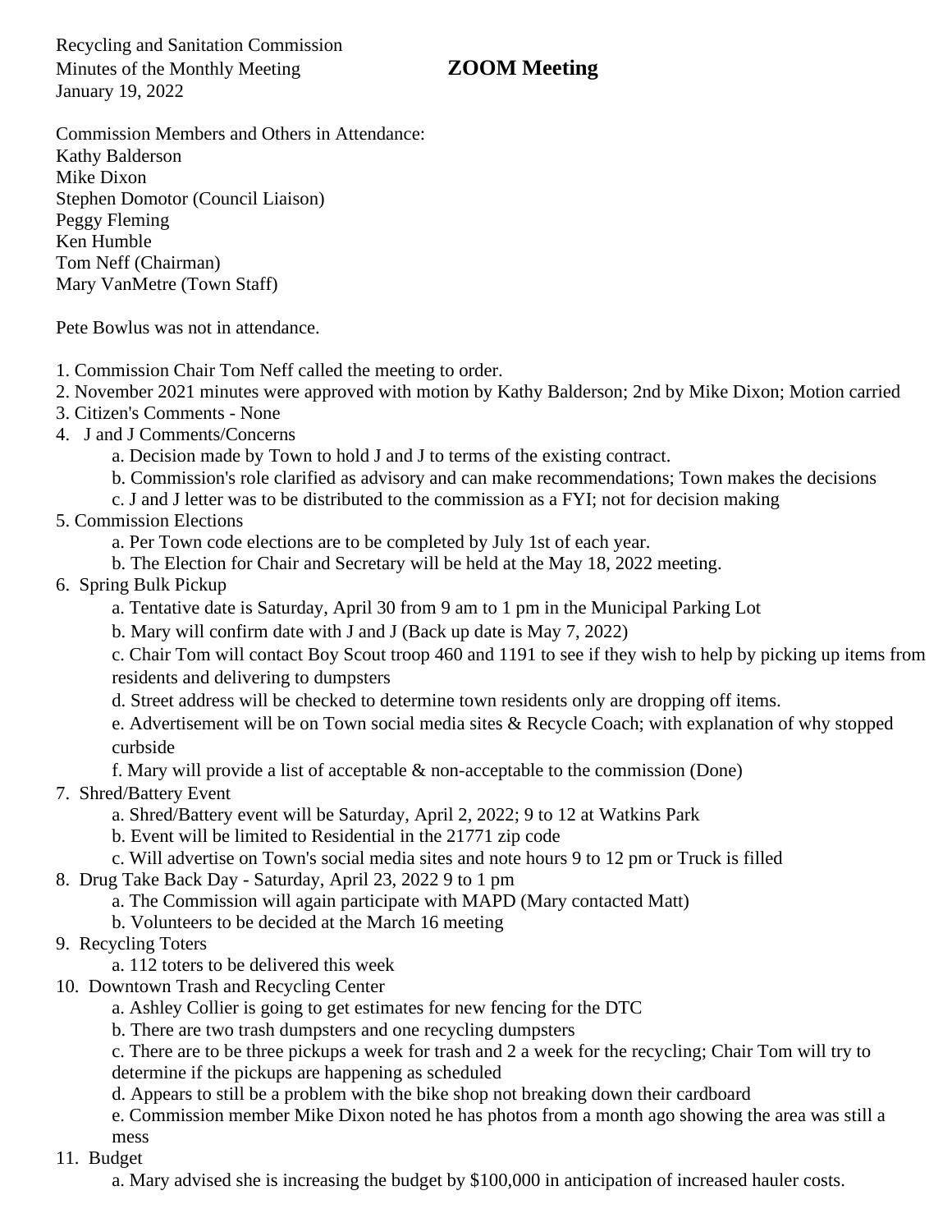Recycling and Sanitation Commission
Minutes of the Monthly Meeting **ZOOM Meeting**
January 19, 2022

Commission Members and Others in Attendance:
Kathy Balderson
Mike Dixon
Stephen Domotor (Council Liaison)
Peggy Fleming
Ken Humble
Tom Neff (Chairman)
Mary VanMetre (Town Staff)

Pete Bowlus was not in attendance.

1. Commission Chair Tom Neff called the meeting to order.
2. November 2021 minutes were approved with motion by Kathy Balderson; 2nd by Mike Dixon; Motion carried
3. Citizen's Comments - None
4. J and J Comments/Concerns
   a. Decision made by Town to hold J and J to terms of the existing contract.
   b. Commission's role clarified as advisory and can make recommendations; Town makes the decisions
   c. J and J letter was to be distributed to the commission as a FYI; not for decision making
5. Commission Elections
   a. Per Town code elections are to be completed by July 1st of each year.
   b. The Election for Chair and Secretary will be held at the May 18, 2022 meeting.
6. Spring Bulk Pickup
   a. Tentative date is Saturday, April 30 from 9 am to 1 pm in the Municipal Parking Lot
   b. Mary will confirm date with J and J (Back up date is May 7, 2022)
   c. Chair Tom will contact Boy Scout troop 460 and 1191 to see if they wish to help by picking up items from residents and delivering to dumpsters
   d. Street address will be checked to determine town residents only are dropping off items.
   e. Advertisement will be on Town social media sites & Recycle Coach; with explanation of why stopped curbside
   f. Mary will provide a list of acceptable & non-acceptable to the commission (Done)
7. Shred/Battery Event
   a. Shred/Battery event will be Saturday, April 2, 2022; 9 to 12 at Watkins Park
   b. Event will be limited to Residential in the 21771 zip code
   c. Will advertise on Town's social media sites and note hours 9 to 12 pm or Truck is filled
8. Drug Take Back Day - Saturday, April 23, 2022 9 to 1 pm
   a. The Commission will again participate with MAPD (Mary contacted Matt)
   b. Volunteers to be decided at the March 16 meeting
9. Recycling Toters
   a. 112 toters to be delivered this week
10. Downtown Trash and Recycling Center
    a. Ashley Collier is going to get estimates for new fencing for the DTC
    b. There are two trash dumpsters and one recycling dumpsters
    c. There are to be three pickups a week for trash and 2 a week for the recycling; Chair Tom will try to determine if the pickups are happening as scheduled
    d. Appears to still be a problem with the bike shop not breaking down their cardboard
    e. Commission member Mike Dixon noted he has photos from a month ago showing the area was still a mess
11. Budget
    a. Mary advised she is increasing the budget by $100,000 in anticipation of increased hauler costs.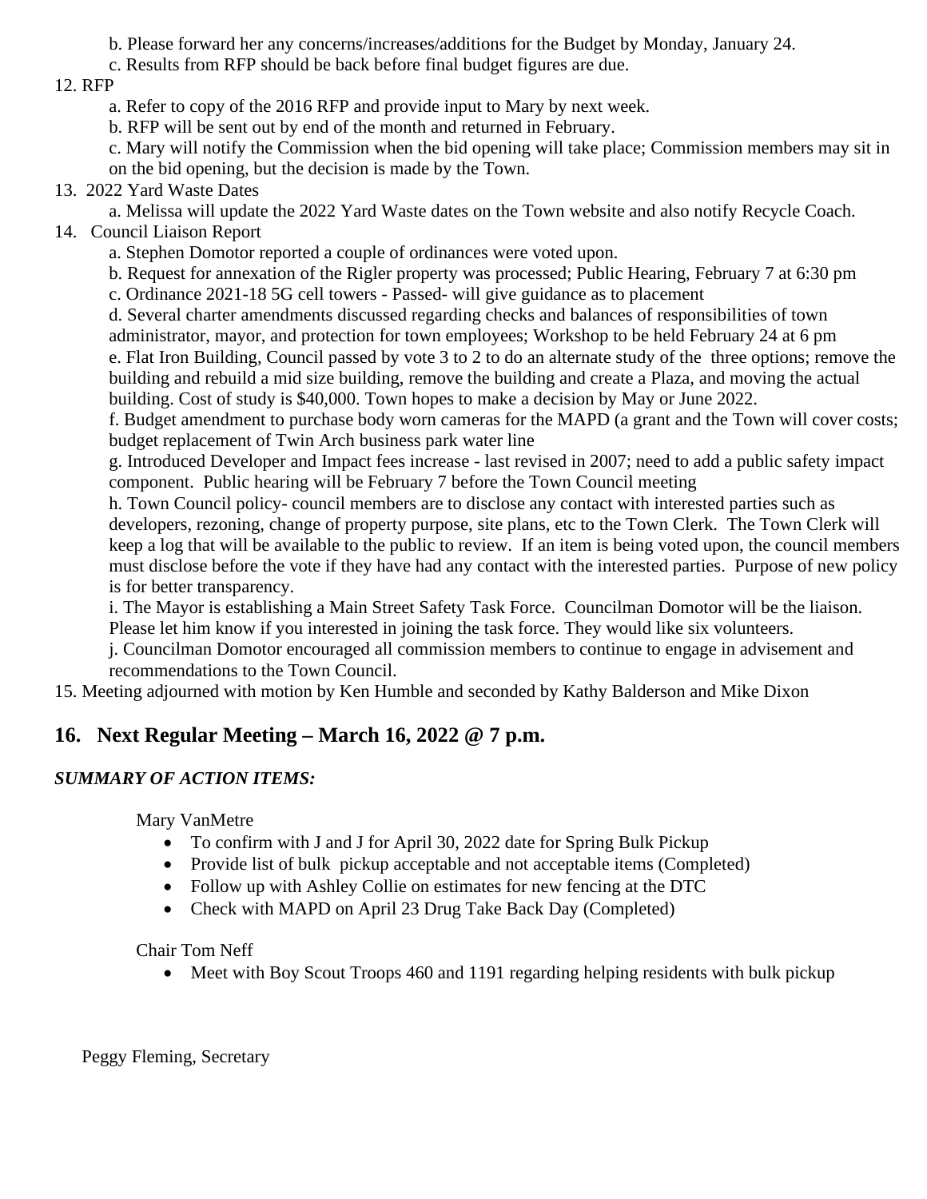b. Please forward her any concerns/increases/additions for the Budget by Monday, January 24.

c. Results from RFP should be back before final budget figures are due.

12. RFP

a. Refer to copy of the 2016 RFP and provide input to Mary by next week.

b. RFP will be sent out by end of the month and returned in February.

c. Mary will notify the Commission when the bid opening will take place; Commission members may sit in on the bid opening, but the decision is made by the Town.

13. 2022 Yard Waste Dates

a. Melissa will update the 2022 Yard Waste dates on the Town website and also notify Recycle Coach.

14. Council Liaison Report

a. Stephen Domotor reported a couple of ordinances were voted upon.

b. Request for annexation of the Rigler property was processed; Public Hearing, February 7 at 6:30 pm

c. Ordinance 2021-18 5G cell towers - Passed- will give guidance as to placement

d. Several charter amendments discussed regarding checks and balances of responsibilities of town administrator, mayor, and protection for town employees; Workshop to be held February 24 at 6 pm

e. Flat Iron Building, Council passed by vote 3 to 2 to do an alternate study of the three options; remove the building and rebuild a mid size building, remove the building and create a Plaza, and moving the actual building. Cost of study is $40,000. Town hopes to make a decision by May or June 2022.

f. Budget amendment to purchase body worn cameras for the MAPD (a grant and the Town will cover costs; budget replacement of Twin Arch business park water line

g. Introduced Developer and Impact fees increase - last revised in 2007; need to add a public safety impact component. Public hearing will be February 7 before the Town Council meeting

h. Town Council policy- council members are to disclose any contact with interested parties such as developers, rezoning, change of property purpose, site plans, etc to the Town Clerk. The Town Clerk will keep a log that will be available to the public to review. If an item is being voted upon, the council members must disclose before the vote if they have had any contact with the interested parties. Purpose of new policy is for better transparency.

i. The Mayor is establishing a Main Street Safety Task Force. Councilman Domotor will be the liaison. Please let him know if you interested in joining the task force. They would like six volunteers.

j. Councilman Domotor encouraged all commission members to continue to engage in advisement and recommendations to the Town Council.

15. Meeting adjourned with motion by Ken Humble and seconded by Kathy Balderson and Mike Dixon

## 16. Next Regular Meeting – March 16, 2022 @ 7 p.m.

***SUMMARY OF ACTION ITEMS:***

Mary VanMetre

- To confirm with J and J for April 30, 2022 date for Spring Bulk Pickup
- Provide list of bulk pickup acceptable and not acceptable items (Completed)
- Follow up with Ashley Collie on estimates for new fencing at the DTC
- Check with MAPD on April 23 Drug Take Back Day (Completed)

Chair Tom Neff

- Meet with Boy Scout Troops 460 and 1191 regarding helping residents with bulk pickup

Peggy Fleming, Secretary